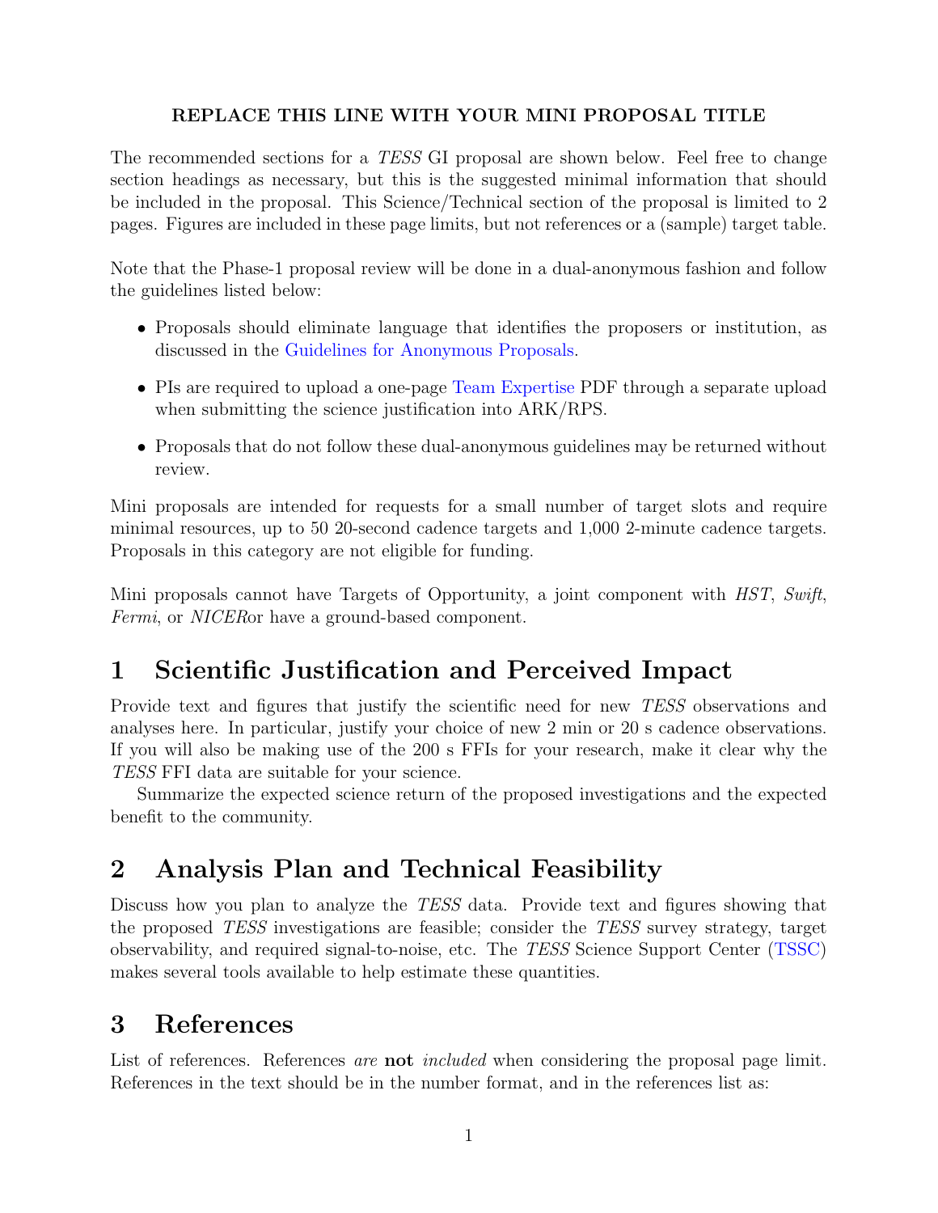**REPLACE THIS LINE WITH YOUR MINI PROPOSAL TITLE**

The recommended sections for a *TESS* GI proposal are shown below. Feel free to change section headings as necessary, but this is the suggested minimal information that should be included in the proposal. This Science/Technical section of the proposal is limited to 2 pages. Figures are included in these page limits, but not references or a (sample) target table.

Note that the Phase-1 proposal review will be done in a dual-anonymous fashion and follow the guidelines listed below:

- Proposals should eliminate language that identifies the proposers or institution, as discussed in the Guidelines for Anonymous Proposals.
- PIs are required to upload a one-page Team Expertise PDF through a separate upload when submitting the science justification into ARK/RPS.
- Proposals that do not follow these dual-anonymous guidelines may be returned without review.

Mini proposals are intended for requests for a small number of target slots and require minimal resources, up to 50 20-second cadence targets and 1,000 2-minute cadence targets. Proposals in this category are not eligible for funding.

Mini proposals cannot have Targets of Opportunity, a joint component with *HST*, *Swift*, *Fermi*, or *NICER*or have a ground-based component.

# 1 Scientific Justification and Perceived Impact

Provide text and figures that justify the scientific need for new *TESS* observations and analyses here. In particular, justify your choice of new 2 min or 20 s cadence observations. If you will also be making use of the 200 s FFIs for your research, make it clear why the *TESS* FFI data are suitable for your science.

Summarize the expected science return of the proposed investigations and the expected benefit to the community.

# 2 Analysis Plan and Technical Feasibility

Discuss how you plan to analyze the *TESS* data. Provide text and figures showing that the proposed *TESS* investigations are feasible; consider the *TESS* survey strategy, target observability, and required signal-to-noise, etc. The *TESS* Science Support Center (TSSC) makes several tools available to help estimate these quantities.

# 3 References

List of references. References *are* **not** *included* when considering the proposal page limit. References in the text should be in the number format, and in the references list as: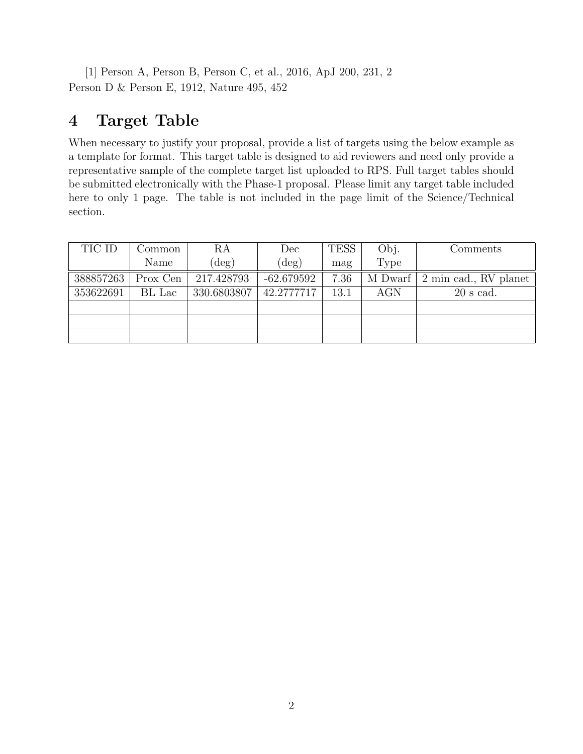[1] Person A, Person B, Person C, et al., 2016, ApJ 200, 231, 2
Person D & Person E, 1912, Nature 495, 452

# 4 Target Table

When necessary to justify your proposal, provide a list of targets using the below example as a template for format. This target table is designed to aid reviewers and need only provide a representative sample of the complete target list uploaded to RPS. Full target tables should be submitted electronically with the Phase-1 proposal. Please limit any target table included here to only 1 page. The table is not included in the page limit of the Science/Technical section.

| TIC ID | Common Name | RA (deg) | Dec (deg) | TESS mag | Obj. Type | Comments |
|---|---|---|---|---|---|---|
| 388857263 | Prox Cen | 217.428793 | -62.679592 | 7.36 | M Dwarf | 2 min cad., RV planet |
| 353622691 | BL Lac | 330.6803807 | 42.2777717 | 13.1 | AGN | 20 s cad. |
| | | | | | | |
| | | | | | | |
| | | | | | | |